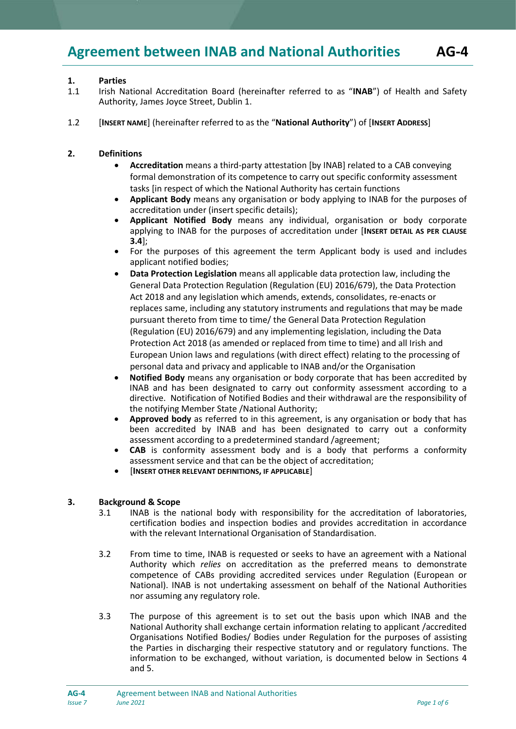# Agreement between INAB and National Authorities AG-4

**1. Parties**

1.1 Irish National Accreditation Board (hereinafter referred to as "**INAB**") of Health and Safety Authority, James Joyce Street, Dublin 1.

1.2 [**INSERT NAME**] (hereinafter referred to as the "**National Authority**") of [**INSERT ADDRESS**]

**2. Definitions**

- **Accreditation** means a third-party attestation [by INAB] related to a CAB conveying formal demonstration of its competence to carry out specific conformity assessment tasks [in respect of which the National Authority has certain functions
- **Applicant Body** means any organisation or body applying to INAB for the purposes of accreditation under (insert specific details);
- **Applicant Notified Body** means any individual, organisation or body corporate applying to INAB for the purposes of accreditation under [**INSERT DETAIL AS PER CLAUSE 3.4**];
- For the purposes of this agreement the term Applicant body is used and includes applicant notified bodies;
- **Data Protection Legislation** means all applicable data protection law, including the General Data Protection Regulation (Regulation (EU) 2016/679), the Data Protection Act 2018 and any legislation which amends, extends, consolidates, re-enacts or replaces same, including any statutory instruments and regulations that may be made pursuant thereto from time to time/ the General Data Protection Regulation (Regulation (EU) 2016/679) and any implementing legislation, including the Data Protection Act 2018 (as amended or replaced from time to time) and all Irish and European Union laws and regulations (with direct effect) relating to the processing of personal data and privacy and applicable to INAB and/or the Organisation
- **Notified Body** means any organisation or body corporate that has been accredited by INAB and has been designated to carry out conformity assessment according to a directive. Notification of Notified Bodies and their withdrawal are the responsibility of the notifying Member State /National Authority;
- **Approved body** as referred to in this agreement, is any organisation or body that has been accredited by INAB and has been designated to carry out a conformity assessment according to a predetermined standard /agreement;
- **CAB** is conformity assessment body and is a body that performs a conformity assessment service and that can be the object of accreditation;
- [**INSERT OTHER RELEVANT DEFINITIONS, IF APPLICABLE**]

**3. Background & Scope**

3.1 INAB is the national body with responsibility for the accreditation of laboratories, certification bodies and inspection bodies and provides accreditation in accordance with the relevant International Organisation of Standardisation.

3.2 From time to time, INAB is requested or seeks to have an agreement with a National Authority which *relies* on accreditation as the preferred means to demonstrate competence of CABs providing accredited services under Regulation (European or National). INAB is not undertaking assessment on behalf of the National Authorities nor assuming any regulatory role.

3.3 The purpose of this agreement is to set out the basis upon which INAB and the National Authority shall exchange certain information relating to applicant /accredited Organisations Notified Bodies/ Bodies under Regulation for the purposes of assisting the Parties in discharging their respective statutory and or regulatory functions. The information to be exchanged, without variation, is documented below in Sections 4 and 5.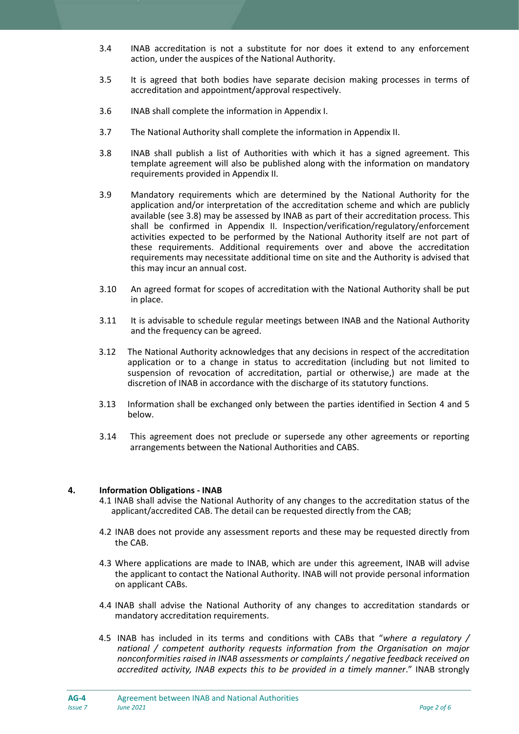3.4 INAB accreditation is not a substitute for nor does it extend to any enforcement action, under the auspices of the National Authority.

3.5 It is agreed that both bodies have separate decision making processes in terms of accreditation and appointment/approval respectively.

3.6 INAB shall complete the information in Appendix I.

3.7 The National Authority shall complete the information in Appendix II.

3.8 INAB shall publish a list of Authorities with which it has a signed agreement. This template agreement will also be published along with the information on mandatory requirements provided in Appendix II.

3.9 Mandatory requirements which are determined by the National Authority for the application and/or interpretation of the accreditation scheme and which are publicly available (see 3.8) may be assessed by INAB as part of their accreditation process. This shall be confirmed in Appendix II. Inspection/verification/regulatory/enforcement activities expected to be performed by the National Authority itself are not part of these requirements. Additional requirements over and above the accreditation requirements may necessitate additional time on site and the Authority is advised that this may incur an annual cost.

3.10 An agreed format for scopes of accreditation with the National Authority shall be put in place.

3.11 It is advisable to schedule regular meetings between INAB and the National Authority and the frequency can be agreed.

3.12 The National Authority acknowledges that any decisions in respect of the accreditation application or to a change in status to accreditation (including but not limited to suspension of revocation of accreditation, partial or otherwise,) are made at the discretion of INAB in accordance with the discharge of its statutory functions.

3.13 Information shall be exchanged only between the parties identified in Section 4 and 5 below.

3.14 This agreement does not preclude or supersede any other agreements or reporting arrangements between the National Authorities and CABS.

## 4. Information Obligations - INAB

4.1 INAB shall advise the National Authority of any changes to the accreditation status of the applicant/accredited CAB. The detail can be requested directly from the CAB;

4.2 INAB does not provide any assessment reports and these may be requested directly from the CAB.

4.3 Where applications are made to INAB, which are under this agreement, INAB will advise the applicant to contact the National Authority. INAB will not provide personal information on applicant CABs.

4.4 INAB shall advise the National Authority of any changes to accreditation standards or mandatory accreditation requirements.

4.5 INAB has included in its terms and conditions with CABs that "*where a regulatory / national / competent authority requests information from the Organisation on major nonconformities raised in INAB assessments or complaints / negative feedback received on accredited activity, INAB expects this to be provided in a timely manner*." INAB strongly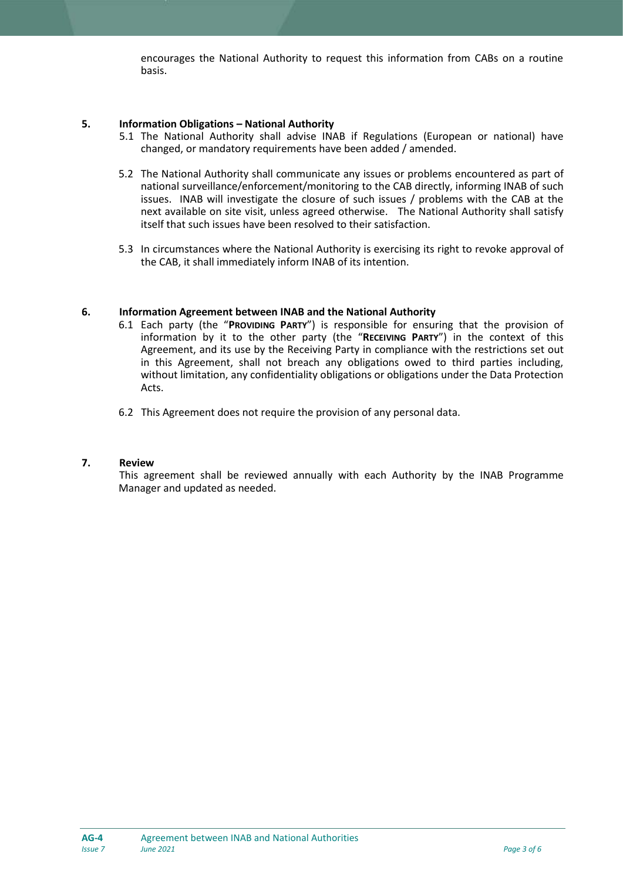encourages the National Authority to request this information from CABs on a routine basis.

## 5. Information Obligations – National Authority

5.1 The National Authority shall advise INAB if Regulations (European or national) have changed, or mandatory requirements have been added / amended.

5.2 The National Authority shall communicate any issues or problems encountered as part of national surveillance/enforcement/monitoring to the CAB directly, informing INAB of such issues. INAB will investigate the closure of such issues / problems with the CAB at the next available on site visit, unless agreed otherwise. The National Authority shall satisfy itself that such issues have been resolved to their satisfaction.

5.3 In circumstances where the National Authority is exercising its right to revoke approval of the CAB, it shall immediately inform INAB of its intention.

## 6. Information Agreement between INAB and the National Authority

6.1 Each party (the "**PROVIDING PARTY**") is responsible for ensuring that the provision of information by it to the other party (the "**RECEIVING PARTY**") in the context of this Agreement, and its use by the Receiving Party in compliance with the restrictions set out in this Agreement, shall not breach any obligations owed to third parties including, without limitation, any confidentiality obligations or obligations under the Data Protection Acts.

6.2 This Agreement does not require the provision of any personal data.

## 7. Review

This agreement shall be reviewed annually with each Authority by the INAB Programme Manager and updated as needed.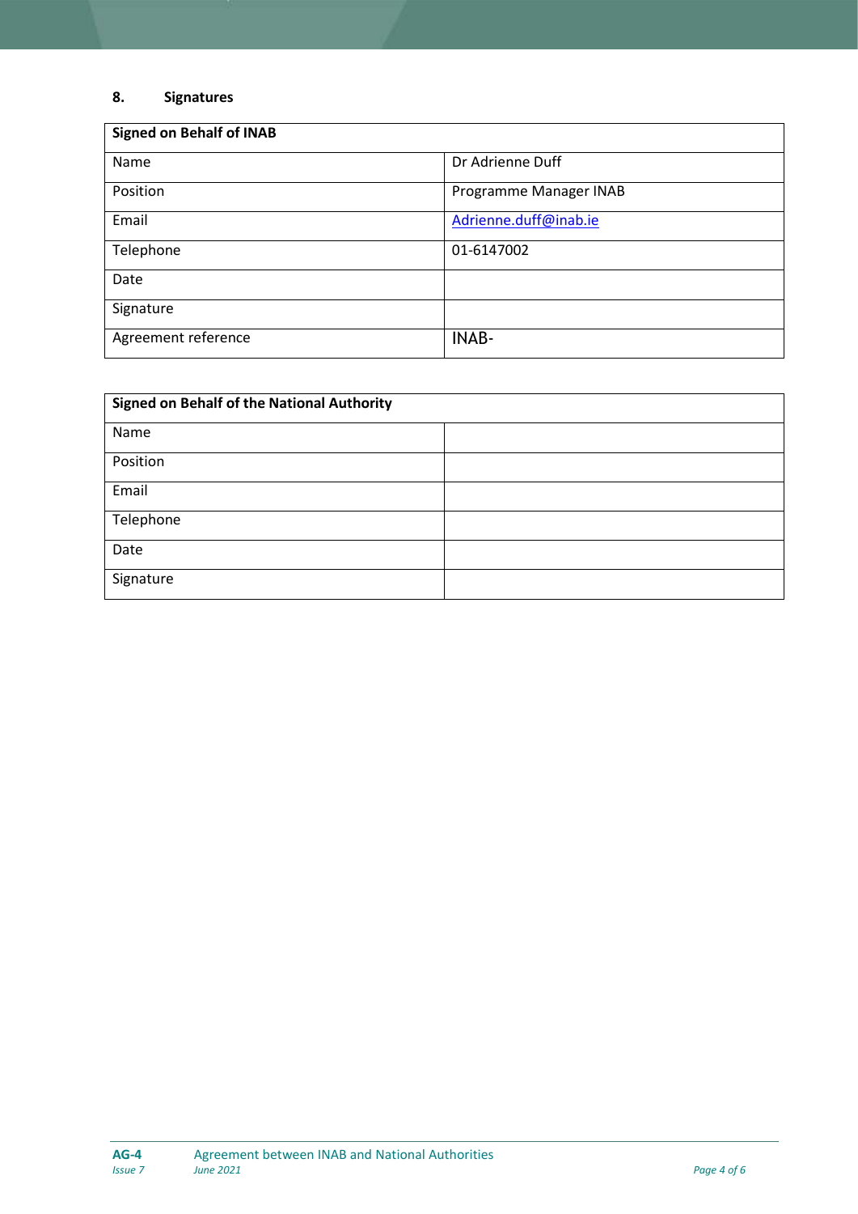## 8. Signatures

| **Signed on Behalf of INAB** | |
|---|---|
| Name | Dr Adrienne Duff |
| Position | Programme Manager INAB |
| Email | Adrienne.duff@inab.ie |
| Telephone | 01-6147002 |
| Date | |
| Signature | |
| Agreement reference | INAB- |

| **Signed on Behalf of the National Authority** | |
|---|---|
| Name | |
| Position | |
| Email | |
| Telephone | |
| Date | |
| Signature | |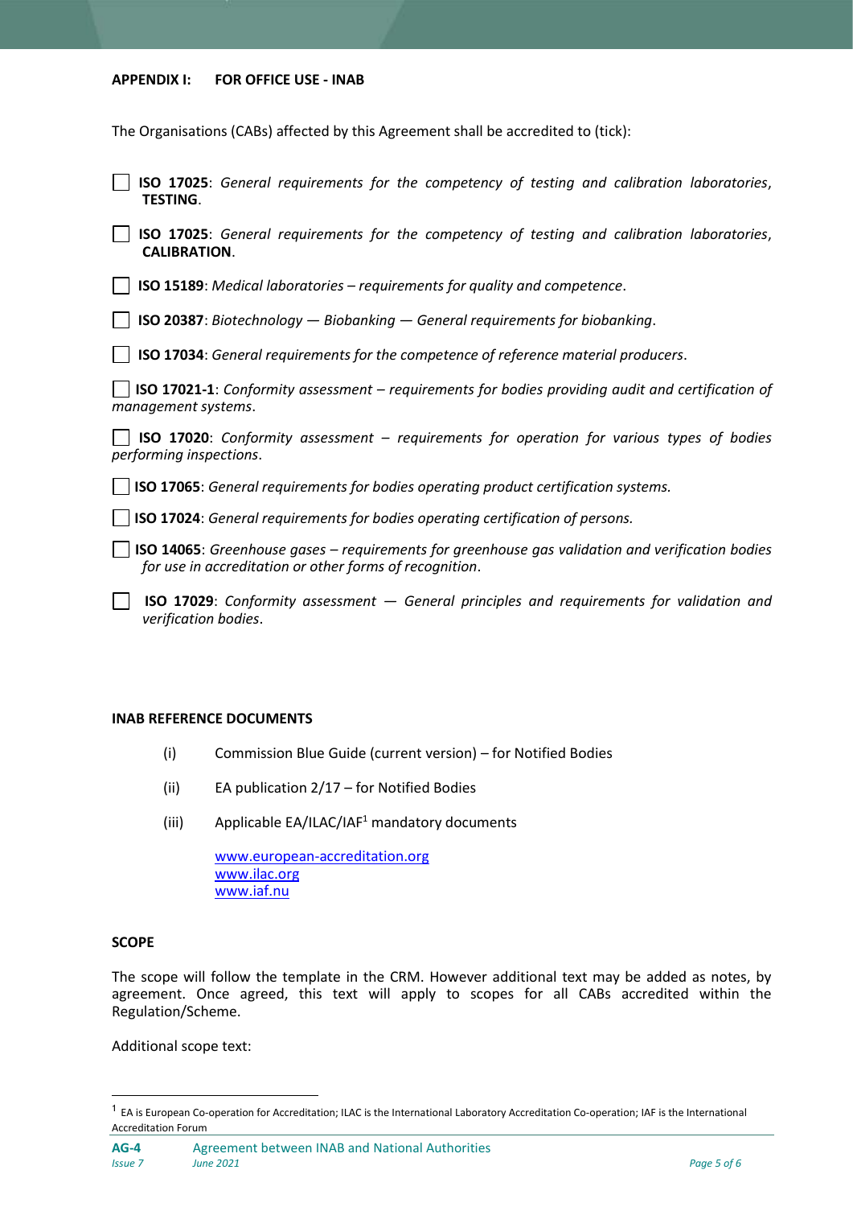**APPENDIX I: FOR OFFICE USE - INAB**

The Organisations (CABs) affected by this Agreement shall be accredited to (tick):

☐ **ISO 17025**: *General requirements for the competency of testing and calibration laboratories*, **TESTING**.

☐ **ISO 17025**: *General requirements for the competency of testing and calibration laboratories*, **CALIBRATION**.

☐ **ISO 15189**: *Medical laboratories – requirements for quality and competence*.

☐ **ISO 20387**: *Biotechnology — Biobanking — General requirements for biobanking*.

☐ **ISO 17034**: *General requirements for the competence of reference material producers*.

☐ **ISO 17021-1**: *Conformity assessment – requirements for bodies providing audit and certification of management systems*.

☐ **ISO 17020**: *Conformity assessment – requirements for operation for various types of bodies performing inspections*.

☐ **ISO 17065**: *General requirements for bodies operating product certification systems.*

☐ **ISO 17024**: *General requirements for bodies operating certification of persons.*

☐ **ISO 14065**: *Greenhouse gases – requirements for greenhouse gas validation and verification bodies for use in accreditation or other forms of recognition*.

☐ **ISO 17029**: *Conformity assessment — General principles and requirements for validation and verification bodies*.

**INAB REFERENCE DOCUMENTS**

(i) Commission Blue Guide (current version) – for Notified Bodies

(ii) EA publication 2/17 – for Notified Bodies

(iii) Applicable EA/ILAC/IAF[1] mandatory documents

www.european-accreditation.org
www.ilac.org
www.iaf.nu

**SCOPE**

The scope will follow the template in the CRM. However additional text may be added as notes, by agreement. Once agreed, this text will apply to scopes for all CABs accredited within the Regulation/Scheme.

Additional scope text:

[1] EA is European Co-operation for Accreditation; ILAC is the International Laboratory Accreditation Co-operation; IAF is the International Accreditation Forum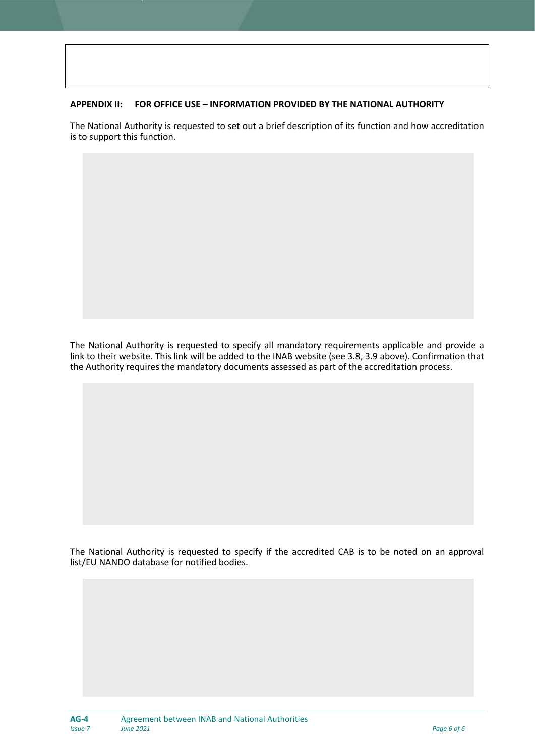## APPENDIX II: FOR OFFICE USE – INFORMATION PROVIDED BY THE NATIONAL AUTHORITY

The National Authority is requested to set out a brief description of its function and how accreditation is to support this function.

The National Authority is requested to specify all mandatory requirements applicable and provide a link to their website. This link will be added to the INAB website (see 3.8, 3.9 above). Confirmation that the Authority requires the mandatory documents assessed as part of the accreditation process.

The National Authority is requested to specify if the accredited CAB is to be noted on an approval list/EU NANDO database for notified bodies.